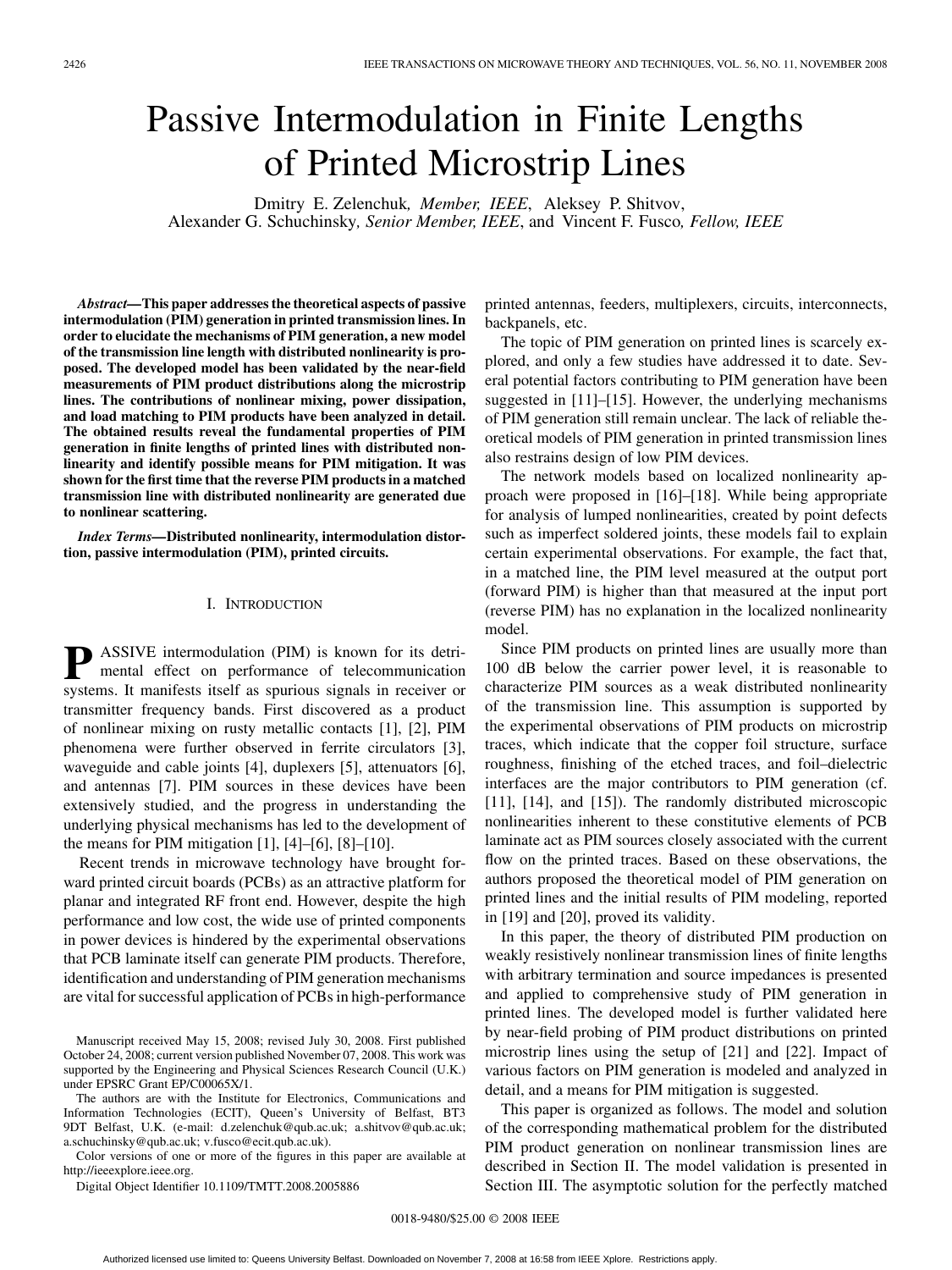# Passive Intermodulation in Finite Lengths of Printed Microstrip Lines

Dmitry E. Zelenchuk, *Member, IEEE*, Aleksey P. Shitvov, Alexander G. Schuchinsky, *Senior Member, IEEE*, and Vincent F. Fusco, *Fellow, IEEE*

***Abstract*—This paper addresses the theoretical aspects of passive intermodulation (PIM) generation in printed transmission lines. In order to elucidate the mechanisms of PIM generation, a new model of the transmission line length with distributed nonlinearity is proposed. The developed model has been validated by the near-field measurements of PIM product distributions along the microstrip lines. The contributions of nonlinear mixing, power dissipation, and load matching to PIM products have been analyzed in detail. The obtained results reveal the fundamental properties of PIM generation in finite lengths of printed lines with distributed nonlinearity and identify possible means for PIM mitigation. It was shown for the first time that the reverse PIM products in a matched transmission line with distributed nonlinearity are generated due to nonlinear scattering.**

***Index Terms*—Distributed nonlinearity, intermodulation distortion, passive intermodulation (PIM), printed circuits.**

## I. Introduction

Passive intermodulation (PIM) is known for its detrimental effect on performance of telecommunication systems. It manifests itself as spurious signals in receiver or transmitter frequency bands. First discovered as a product of nonlinear mixing on rusty metallic contacts [1], [2], PIM phenomena were further observed in ferrite circulators [3], waveguide and cable joints [4], duplexers [5], attenuators [6], and antennas [7]. PIM sources in these devices have been extensively studied, and the progress in understanding the underlying physical mechanisms has led to the development of the means for PIM mitigation [1], [4]–[6], [8]–[10].

Recent trends in microwave technology have brought forward printed circuit boards (PCBs) as an attractive platform for planar and integrated RF front end. However, despite the high performance and low cost, the wide use of printed components in power devices is hindered by the experimental observations that PCB laminate itself can generate PIM products. Therefore, identification and understanding of PIM generation mechanisms are vital for successful application of PCBs in high-performance printed antennas, feeders, multiplexers, circuits, interconnects, backpanels, etc.

The topic of PIM generation on printed lines is scarcely explored, and only a few studies have addressed it to date. Several potential factors contributing to PIM generation have been suggested in [11]–[15]. However, the underlying mechanisms of PIM generation still remain unclear. The lack of reliable theoretical models of PIM generation in printed transmission lines also restrains design of low PIM devices.

The network models based on localized nonlinearity approach were proposed in [16]–[18]. While being appropriate for analysis of lumped nonlinearities, created by point defects such as imperfect soldered joints, these models fail to explain certain experimental observations. For example, the fact that, in a matched line, the PIM level measured at the output port (forward PIM) is higher than that measured at the input port (reverse PIM) has no explanation in the localized nonlinearity model.

Since PIM products on printed lines are usually more than 100 dB below the carrier power level, it is reasonable to characterize PIM sources as a weak distributed nonlinearity of the transmission line. This assumption is supported by the experimental observations of PIM products on microstrip traces, which indicate that the copper foil structure, surface roughness, finishing of the etched traces, and foil–dielectric interfaces are the major contributors to PIM generation (cf. [11], [14], and [15]). The randomly distributed microscopic nonlinearities inherent to these constitutive elements of PCB laminate act as PIM sources closely associated with the current flow on the printed traces. Based on these observations, the authors proposed the theoretical model of PIM generation on printed lines and the initial results of PIM modeling, reported in [19] and [20], proved its validity.

In this paper, the theory of distributed PIM production on weakly resistively nonlinear transmission lines of finite lengths with arbitrary termination and source impedances is presented and applied to comprehensive study of PIM generation in printed lines. The developed model is further validated here by near-field probing of PIM product distributions on printed microstrip lines using the setup of [21] and [22]. Impact of various factors on PIM generation is modeled and analyzed in detail, and a means for PIM mitigation is suggested.

This paper is organized as follows. The model and solution of the corresponding mathematical problem for the distributed PIM product generation on nonlinear transmission lines are described in Section II. The model validation is presented in Section III. The asymptotic solution for the perfectly matched

Manuscript received May 15, 2008; revised July 30, 2008. First published October 24, 2008; current version published November 07, 2008. This work was supported by the Engineering and Physical Sciences Research Council (U.K.) under EPSRC Grant EP/C00065X/1.

The authors are with the Institute for Electronics, Communications and Information Technologies (ECIT), Queen's University of Belfast, BT3 9DT Belfast, U.K. (e-mail: d.zelenchuk@qub.ac.uk; a.shitvov@qub.ac.uk; a.schuchinsky@qub.ac.uk; v.fusco@ecit.qub.ac.uk).

Color versions of one or more of the figures in this paper are available at http://ieeexplore.ieee.org.

Digital Object Identifier 10.1109/TMTT.2008.2005886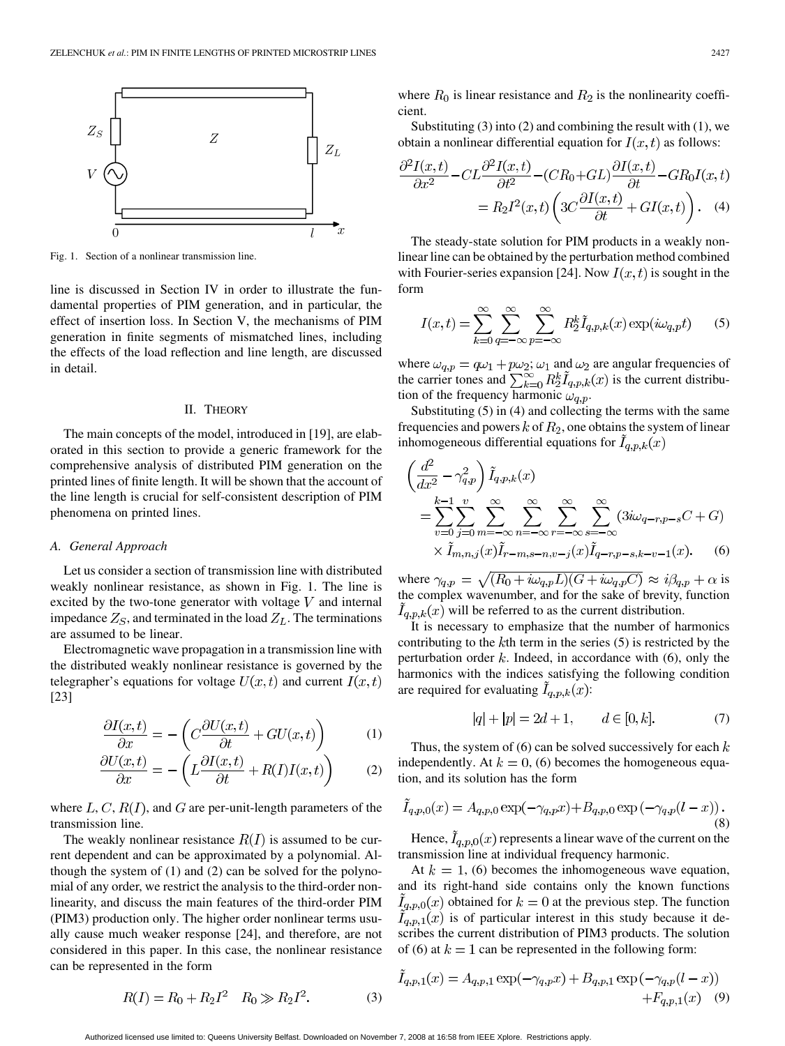Fig. 1. Section of a nonlinear transmission line.

line is discussed in Section IV in order to illustrate the fundamental properties of PIM generation, and in particular, the effect of insertion loss. In Section V, the mechanisms of PIM generation in finite segments of mismatched lines, including the effects of the load reflection and line length, are discussed in detail.

## II. Theory

The main concepts of the model, introduced in [19], are elaborated in this section to provide a generic framework for the comprehensive analysis of distributed PIM generation on the printed lines of finite length. It will be shown that the account of the line length is crucial for self-consistent description of PIM phenomena on printed lines.

### A. General Approach

Let us consider a section of transmission line with distributed weakly nonlinear resistance, as shown in Fig. 1. The line is excited by the two-tone generator with voltage $V$ and internal impedance $Z_S$, and terminated in the load $Z_L$. The terminations are assumed to be linear.

Electromagnetic wave propagation in a transmission line with the distributed weakly nonlinear resistance is governed by the telegrapher's equations for voltage $U(x,t)$ and current $I(x,t)$ [23]

$$\frac{\partial I(x,t)}{\partial x} = -\left(C\frac{\partial U(x,t)}{\partial t} + GU(x,t)\right) \quad (1)$$

$$\frac{\partial U(x,t)}{\partial x} = -\left(L\frac{\partial I(x,t)}{\partial t} + R(I)I(x,t)\right) \quad (2)$$

where $L, C, R(I)$, and $G$ are per-unit-length parameters of the transmission line.

The weakly nonlinear resistance $R(I)$ is assumed to be current dependent and can be approximated by a polynomial. Although the system of (1) and (2) can be solved for the polynomial of any order, we restrict the analysis to the third-order nonlinearity, and discuss the main features of the third-order PIM (PIM3) production only. The higher order nonlinear terms usually cause much weaker response [24], and therefore, are not considered in this paper. In this case, the nonlinear resistance can be represented in the form

$$R(I) = R_0 + R_2 I^2 \quad R_0 \gg R_2 I^2. \quad (3)$$

where $R_0$ is linear resistance and $R_2$ is the nonlinearity coefficient.

Substituting (3) into (2) and combining the result with (1), we obtain a nonlinear differential equation for $I(x,t)$ as follows:

$$\frac{\partial^2 I(x,t)}{\partial x^2} - CL\frac{\partial^2 I(x,t)}{\partial t^2} - (CR_0+GL)\frac{\partial I(x,t)}{\partial t} - GR_0 I(x,t) = R_2 I^2(x,t)\left(3C\frac{\partial I(x,t)}{\partial t} + GI(x,t)\right). \quad (4)$$

The steady-state solution for PIM products in a weakly nonlinear line can be obtained by the perturbation method combined with Fourier-series expansion [24]. Now $I(x,t)$ is sought in the form

$$I(x,t) = \sum_{k=0}^{\infty}\sum_{q=-\infty}^{\infty}\sum_{p=-\infty}^{\infty} R_2^k \tilde{I}_{q,p,k}(x)\exp(i\omega_{q,p}t) \quad (5)$$

where $\omega_{q,p} = q\omega_1 + p\omega_2$; $\omega_1$ and $\omega_2$ are angular frequencies of the carrier tones and $\sum_{k=0}^{\infty} R_2^k \tilde{I}_{q,p,k}(x)$ is the current distribution of the frequency harmonic $\omega_{q,p}$.

Substituting (5) in (4) and collecting the terms with the same frequencies and powers $k$ of $R_2$, one obtains the system of linear inhomogeneous differential equations for $\tilde{I}_{q,p,k}(x)$

$$\left(\frac{d^2}{dx^2} - \gamma_{q,p}^2\right)\tilde{I}_{q,p,k}(x) = \sum_{v=0}^{k-1}\sum_{j=0}^{v}\sum_{m=-\infty}^{\infty}\sum_{n=-\infty}^{\infty}\sum_{r=-\infty}^{\infty}\sum_{s=-\infty}^{\infty}(3i\omega_{q-r,p-s}C + G) \times \tilde{I}_{m,n,j}(x)\tilde{I}_{r-m,s-n,v-j}(x)\tilde{I}_{q-r,p-s,k-v-1}(x). \quad (6)$$

where $\gamma_{q,p} = \sqrt{(R_0 + i\omega_{q,p}L)(G + i\omega_{q,p}C)} \approx i\beta_{q,p} + \alpha$ is the complex wavenumber, and for the sake of brevity, function $\tilde{I}_{q,p,k}(x)$ will be referred to as the current distribution.

It is necessary to emphasize that the number of harmonics contributing to the $k$th term in the series (5) is restricted by the perturbation order $k$. Indeed, in accordance with (6), only the harmonics with the indices satisfying the following condition are required for evaluating $\tilde{I}_{q,p,k}(x)$:

$$|q| + |p| = 2d + 1, \qquad d \in [0, k]. \quad (7)$$

Thus, the system of (6) can be solved successively for each $k$ independently. At $k = 0$, (6) becomes the homogeneous equation, and its solution has the form

$$\tilde{I}_{q,p,0}(x) = A_{q,p,0}\exp(-\gamma_{q,p}x) + B_{q,p,0}\exp(-\gamma_{q,p}(l-x)). \quad (8)$$

Hence, $\tilde{I}_{q,p,0}(x)$ represents a linear wave of the current on the transmission line at individual frequency harmonic.

At $k = 1$, (6) becomes the inhomogeneous wave equation, and its right-hand side contains only the known functions $\tilde{I}_{q,p,0}(x)$ obtained for $k = 0$ at the previous step. The function $\tilde{I}_{q,p,1}(x)$ is of particular interest in this study because it describes the current distribution of PIM3 products. The solution of (6) at $k = 1$ can be represented in the following form:

$$\tilde{I}_{q,p,1}(x) = A_{q,p,1}\exp(-\gamma_{q,p}x) + B_{q,p,1}\exp(-\gamma_{q,p}(l-x)) + F_{q,p,1}(x) \quad (9)$$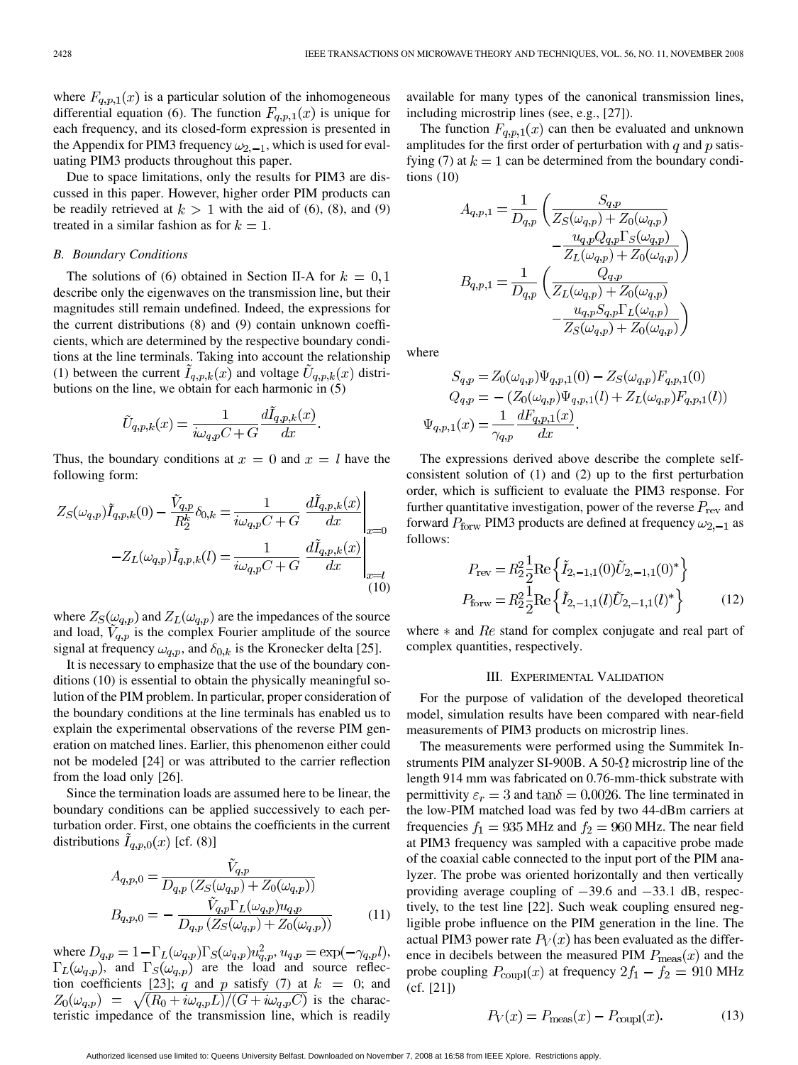where $F_{q,p,1}(x)$ is a particular solution of the inhomogeneous differential equation (6). The function $F_{q,p,1}(x)$ is unique for each frequency, and its closed-form expression is presented in the Appendix for PIM3 frequency $\omega_{2,-1}$, which is used for evaluating PIM3 products throughout this paper.

Due to space limitations, only the results for PIM3 are discussed in this paper. However, higher order PIM products can be readily retrieved at $k > 1$ with the aid of (6), (8), and (9) treated in a similar fashion as for $k = 1$.

### B. Boundary Conditions

The solutions of (6) obtained in Section II-A for $k = 0, 1$ describe only the eigenwaves on the transmission line, but their magnitudes still remain undefined. Indeed, the expressions for the current distributions (8) and (9) contain unknown coefficients, which are determined by the respective boundary conditions at the line terminals. Taking into account the relationship (1) between the current $\tilde{I}_{q,p,k}(x)$ and voltage $\tilde{U}_{q,p,k}(x)$ distributions on the line, we obtain for each harmonic in (5)

$$\tilde{U}_{q,p,k}(x) = \frac{1}{i\omega_{q,p}C + G}\frac{d\tilde{I}_{q,p,k}(x)}{dx}.$$

Thus, the boundary conditions at $x = 0$ and $x = l$ have the following form:

$$Z_S(\omega_{q,p})\tilde{I}_{q,p,k}(0) - \frac{\tilde{V}_{q,p}}{R_2^k}\delta_{0,k} = \frac{1}{i\omega_{q,p}C + G}\left.\frac{d\tilde{I}_{q,p,k}(x)}{dx}\right|_{x=0}$$
$$-Z_L(\omega_{q,p})\tilde{I}_{q,p,k}(l) = \frac{1}{i\omega_{q,p}C + G}\left.\frac{d\tilde{I}_{q,p,k}(x)}{dx}\right|_{x=l} \tag{10}$$

where $Z_S(\omega_{q,p})$ and $Z_L(\omega_{q,p})$ are the impedances of the source and load, $\tilde{V}_{q,p}$ is the complex Fourier amplitude of the source signal at frequency $\omega_{q,p}$, and $\delta_{0,k}$ is the Kronecker delta [25].

It is necessary to emphasize that the use of the boundary conditions (10) is essential to obtain the physically meaningful solution of the PIM problem. In particular, proper consideration of the boundary conditions at the line terminals has enabled us to explain the experimental observations of the reverse PIM generation on matched lines. Earlier, this phenomenon either could not be modeled [24] or was attributed to the carrier reflection from the load only [26].

Since the termination loads are assumed here to be linear, the boundary conditions can be applied successively to each perturbation order. First, one obtains the coefficients in the current distributions $\tilde{I}_{q,p,0}(x)$ [cf. (8)]

$$A_{q,p,0} = \frac{\tilde{V}_{q,p}}{D_{q,p}\left(Z_S(\omega_{q,p}) + Z_0(\omega_{q,p})\right)}$$
$$B_{q,p,0} = -\frac{\tilde{V}_{q,p}\Gamma_L(\omega_{q,p})u_{q,p}}{D_{q,p}\left(Z_S(\omega_{q,p}) + Z_0(\omega_{q,p})\right)} \tag{11}$$

where $D_{q,p} = 1 - \Gamma_L(\omega_{q,p})\Gamma_S(\omega_{q,p})u_{q,p}^2$, $u_{q,p} = \exp(-\gamma_{q,p}l)$, $\Gamma_L(\omega_{q,p})$, and $\Gamma_S(\omega_{q,p})$ are the load and source reflection coefficients [23]; $q$ and $p$ satisfy (7) at $k = 0$; and $Z_0(\omega_{q,p}) = \sqrt{(R_0 + i\omega_{q,p}L)/(G + i\omega_{q,p}C)}$ is the characteristic impedance of the transmission line, which is readily available for many types of the canonical transmission lines, including microstrip lines (see, e.g., [27]).

The function $F_{q,p,1}(x)$ can then be evaluated and unknown amplitudes for the first order of perturbation with $q$ and $p$ satisfying (7) at $k = 1$ can be determined from the boundary conditions (10)

$$A_{q,p,1} = \frac{1}{D_{q,p}}\left(\frac{S_{q,p}}{Z_S(\omega_{q,p}) + Z_0(\omega_{q,p})} - \frac{u_{q,p}Q_{q,p}\Gamma_S(\omega_{q,p})}{Z_L(\omega_{q,p}) + Z_0(\omega_{q,p})}\right)$$
$$B_{q,p,1} = \frac{1}{D_{q,p}}\left(\frac{Q_{q,p}}{Z_L(\omega_{q,p}) + Z_0(\omega_{q,p})} - \frac{u_{q,p}S_{q,p}\Gamma_L(\omega_{q,p})}{Z_S(\omega_{q,p}) + Z_0(\omega_{q,p})}\right)$$

where

$$S_{q,p} = Z_0(\omega_{q,p})\Psi_{q,p,1}(0) - Z_S(\omega_{q,p})F_{q,p,1}(0)$$
$$Q_{q,p} = -\left(Z_0(\omega_{q,p})\Psi_{q,p,1}(l) + Z_L(\omega_{q,p})F_{q,p,1}(l)\right)$$
$$\Psi_{q,p,1}(x) = \frac{1}{\gamma_{q,p}}\frac{dF_{q,p,1}(x)}{dx}.$$

The expressions derived above describe the complete self-consistent solution of (1) and (2) up to the first perturbation order, which is sufficient to evaluate the PIM3 response. For further quantitative investigation, power of the reverse $P_{\text{rev}}$ and forward $P_{\text{forw}}$ PIM3 products are defined at frequency $\omega_{2,-1}$ as follows:

$$P_{\text{rev}} = R_2^2\frac{1}{2}\text{Re}\left\{\tilde{I}_{2,-1,1}(0)\tilde{U}_{2,-1,1}(0)^*\right\}$$
$$P_{\text{forw}} = R_2^2\frac{1}{2}\text{Re}\left\{\tilde{I}_{2,-1,1}(l)\tilde{U}_{2,-1,1}(l)^*\right\} \tag{12}$$

where $*$ and $Re$ stand for complex conjugate and real part of complex quantities, respectively.

## III. Experimental Validation

For the purpose of validation of the developed theoretical model, simulation results have been compared with near-field measurements of PIM3 products on microstrip lines.

The measurements were performed using the Summitek Instruments PIM analyzer SI-900B. A 50-Ω microstrip line of the length 914 mm was fabricated on 0.76-mm-thick substrate with permittivity $\varepsilon_r = 3$ and $\tan\delta = 0.0026$. The line terminated in the low-PIM matched load was fed by two 44-dBm carriers at frequencies $f_1 = 935$ MHz and $f_2 = 960$ MHz. The near field at PIM3 frequency was sampled with a capacitive probe made of the coaxial cable connected to the input port of the PIM analyzer. The probe was oriented horizontally and then vertically providing average coupling of −39.6 and −33.1 dB, respectively, to the test line [22]. Such weak coupling ensured negligible probe influence on the PIM generation in the line. The actual PIM3 power rate $P_V(x)$ has been evaluated as the difference in decibels between the measured PIM $P_{\text{meas}}(x)$ and the probe coupling $P_{\text{coupl}}(x)$ at frequency $2f_1 - f_2 = 910$ MHz (cf. [21])

$$P_V(x) = P_{\text{meas}}(x) - P_{\text{coupl}}(x). \tag{13}$$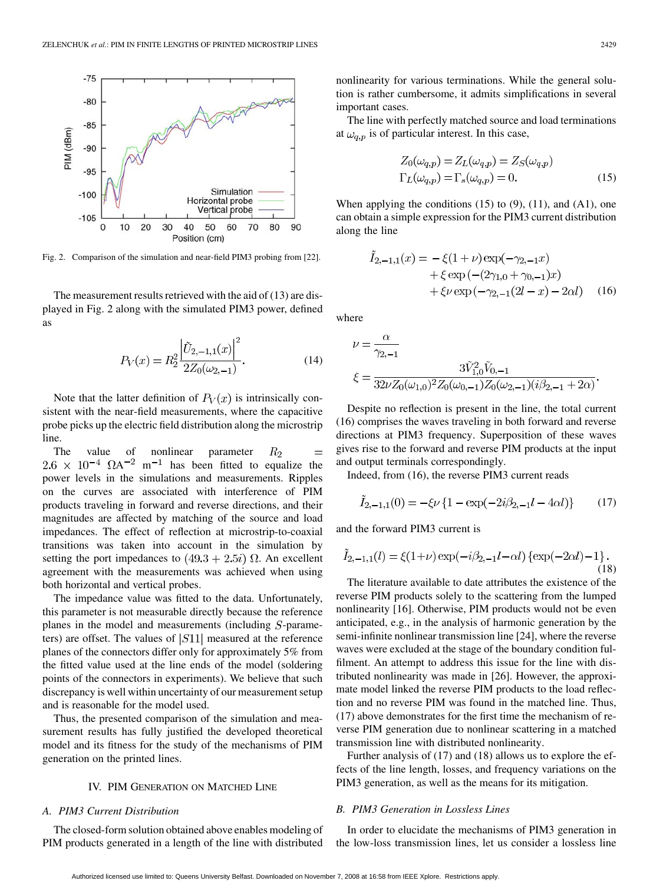Fig. 2. Comparison of the simulation and near-field PIM3 probing from [22].

The measurement results retrieved with the aid of (13) are displayed in Fig. 2 along with the simulated PIM3 power, defined as

$$P_V(x) = R_2^2 \frac{\left|\tilde{U}_{2,-1,1}(x)\right|^2}{2Z_0(\omega_{2,-1})}. \quad (14)$$

Note that the latter definition of $P_V(x)$ is intrinsically consistent with the near-field measurements, where the capacitive probe picks up the electric field distribution along the microstrip line.

The value of nonlinear parameter $R_2 = 2.6 \times 10^{-4}\ \Omega\mathrm{A}^{-2}\ \mathrm{m}^{-1}$ has been fitted to equalize the power levels in the simulations and measurements. Ripples on the curves are associated with interference of PIM products traveling in forward and reverse directions, and their magnitudes are affected by matching of the source and load impedances. The effect of reflection at microstrip-to-coaxial transitions was taken into account in the simulation by setting the port impedances to $(49.3 + 2.5i)\ \Omega$. An excellent agreement with the measurements was achieved when using both horizontal and vertical probes.

The impedance value was fitted to the data. Unfortunately, this parameter is not measurable directly because the reference planes in the model and measurements (including $S$-parameters) are offset. The values of $|S11|$ measured at the reference planes of the connectors differ only for approximately 5% from the fitted value used at the line ends of the model (soldering points of the connectors in experiments). We believe that such discrepancy is well within uncertainty of our measurement setup and is reasonable for the model used.

Thus, the presented comparison of the simulation and measurement results has fully justified the developed theoretical model and its fitness for the study of the mechanisms of PIM generation on the printed lines.

## IV. PIM Generation on Matched Line

### A. PIM3 Current Distribution

The closed-form solution obtained above enables modeling of PIM products generated in a length of the line with distributed nonlinearity for various terminations. While the general solution is rather cumbersome, it admits simplifications in several important cases.

The line with perfectly matched source and load terminations at $\omega_{q,p}$ is of particular interest. In this case,

$$\begin{aligned} Z_0(\omega_{q,p}) &= Z_L(\omega_{q,p}) = Z_S(\omega_{q,p}) \\ \Gamma_L(\omega_{q,p}) &= \Gamma_s(\omega_{q,p}) = 0. \end{aligned} \quad (15)$$

When applying the conditions (15) to (9), (11), and (A1), one can obtain a simple expression for the PIM3 current distribution along the line

$$\begin{aligned} \tilde{I}_{2,-1,1}(x) = &-\xi(1+\nu)\exp(-\gamma_{2,-1}x) \\ &+ \xi\exp\left(-(2\gamma_{1,0}+\gamma_{0,-1})x\right) \\ &+ \xi\nu\exp\left(-\gamma_{2,-1}(2l-x) - 2\alpha l\right) \end{aligned} \quad (16)$$

where

$$\nu = \frac{\alpha}{\gamma_{2,-1}}$$

$$\xi = \frac{3\tilde{V}_{1,0}^2\tilde{V}_{0,-1}}{32\nu Z_0(\omega_{1,0})^2 Z_0(\omega_{0,-1}) Z_0(\omega_{2,-1})(i\beta_{2,-1}+2\alpha)}.$$

Despite no reflection is present in the line, the total current (16) comprises the waves traveling in both forward and reverse directions at PIM3 frequency. Superposition of these waves gives rise to the forward and reverse PIM products at the input and output terminals correspondingly.

Indeed, from (16), the reverse PIM3 current reads

$$\tilde{I}_{2,-1,1}(0) = -\xi\nu\left\{1 - \exp(-2i\beta_{2,-1}l - 4\alpha l)\right\} \quad (17)$$

and the forward PIM3 current is

$$\tilde{I}_{2,-1,1}(l) = \xi(1+\nu)\exp(-i\beta_{2,-1}l - \alpha l)\left\{\exp(-2\alpha l) - 1\right\}. \quad (18)$$

The literature available to date attributes the existence of the reverse PIM products solely to the scattering from the lumped nonlinearity [16]. Otherwise, PIM products would not be even anticipated, e.g., in the analysis of harmonic generation by the semi-infinite nonlinear transmission line [24], where the reverse waves were excluded at the stage of the boundary condition fulfilment. An attempt to address this issue for the line with distributed nonlinearity was made in [26]. However, the approximate model linked the reverse PIM products to the load reflection and no reverse PIM was found in the matched line. Thus, (17) above demonstrates for the first time the mechanism of reverse PIM generation due to nonlinear scattering in a matched transmission line with distributed nonlinearity.

Further analysis of (17) and (18) allows us to explore the effects of the line length, losses, and frequency variations on the PIM3 generation, as well as the means for its mitigation.

### B. PIM3 Generation in Lossless Lines

In order to elucidate the mechanisms of PIM3 generation in the low-loss transmission lines, let us consider a lossless line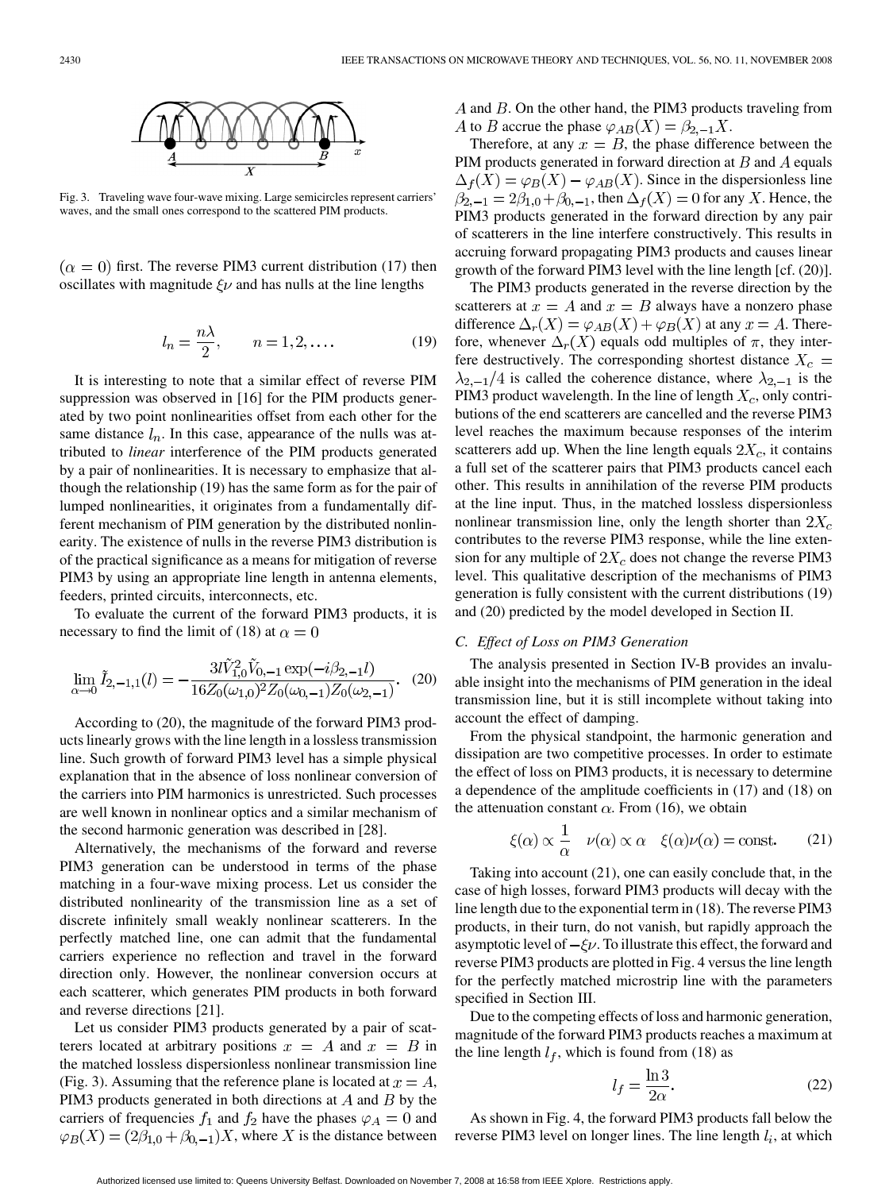Fig. 3. Traveling wave four-wave mixing. Large semicircles represent carriers' waves, and the small ones correspond to the scattered PIM products.

$(\alpha = 0)$ first. The reverse PIM3 current distribution (17) then oscillates with magnitude $\xi\nu$ and has nulls at the line lengths

$$l_n = \frac{n\lambda}{2}, \qquad n = 1, 2, \ldots. \tag{19}$$

It is interesting to note that a similar effect of reverse PIM suppression was observed in [16] for the PIM products generated by two point nonlinearities offset from each other for the same distance $l_n$. In this case, appearance of the nulls was attributed to *linear* interference of the PIM products generated by a pair of nonlinearities. It is necessary to emphasize that although the relationship (19) has the same form as for the pair of lumped nonlinearities, it originates from a fundamentally different mechanism of PIM generation by the distributed nonlinearity. The existence of nulls in the reverse PIM3 distribution is of the practical significance as a means for mitigation of reverse PIM3 by using an appropriate line length in antenna elements, feeders, printed circuits, interconnects, etc.

To evaluate the current of the forward PIM3 products, it is necessary to find the limit of (18) at $\alpha = 0$

$$\lim_{\alpha \to 0} \tilde{I}_{2,-1,1}(l) = -\frac{3l\tilde{V}_{1,0}^2 \tilde{V}_{0,-1} \exp(-i\beta_{2,-1} l)}{16 Z_0(\omega_{1,0})^2 Z_0(\omega_{0,-1}) Z_0(\omega_{2,-1})}. \tag{20}$$

According to (20), the magnitude of the forward PIM3 products linearly grows with the line length in a lossless transmission line. Such growth of forward PIM3 level has a simple physical explanation that in the absence of loss nonlinear conversion of the carriers into PIM harmonics is unrestricted. Such processes are well known in nonlinear optics and a similar mechanism of the second harmonic generation was described in [28].

Alternatively, the mechanisms of the forward and reverse PIM3 generation can be understood in terms of the phase matching in a four-wave mixing process. Let us consider the distributed nonlinearity of the transmission line as a set of discrete infinitely small weakly nonlinear scatterers. In the perfectly matched line, one can admit that the fundamental carriers experience no reflection and travel in the forward direction only. However, the nonlinear conversion occurs at each scatterer, which generates PIM products in both forward and reverse directions [21].

Let us consider PIM3 products generated by a pair of scatterers located at arbitrary positions $x = A$ and $x = B$ in the matched lossless dispersionless nonlinear transmission line (Fig. 3). Assuming that the reference plane is located at $x = A$, PIM3 products generated in both directions at $A$ and $B$ by the carriers of frequencies $f_1$ and $f_2$ have the phases $\varphi_A = 0$ and $\varphi_B(X) = (2\beta_{1,0} + \beta_{0,-1})X$, where $X$ is the distance between $A$ and $B$. On the other hand, the PIM3 products traveling from $A$ to $B$ accrue the phase $\varphi_{AB}(X) = \beta_{2,-1}X$.

Therefore, at any $x = B$, the phase difference between the PIM products generated in forward direction at $B$ and $A$ equals $\Delta_f(X) = \varphi_B(X) - \varphi_{AB}(X)$. Since in the dispersionless line $\beta_{2,-1} = 2\beta_{1,0} + \beta_{0,-1}$, then $\Delta_f(X) = 0$ for any $X$. Hence, the PIM3 products generated in the forward direction by any pair of scatterers in the line interfere constructively. This results in accruing forward propagating PIM3 products and causes linear growth of the forward PIM3 level with the line length [cf. (20)].

The PIM3 products generated in the reverse direction by the scatterers at $x = A$ and $x = B$ always have a nonzero phase difference $\Delta_r(X) = \varphi_{AB}(X) + \varphi_B(X)$ at any $x = A$. Therefore, whenever $\Delta_r(X)$ equals odd multiples of $\pi$, they interfere destructively. The corresponding shortest distance $X_c = \lambda_{2,-1}/4$ is called the coherence distance, where $\lambda_{2,-1}$ is the PIM3 product wavelength. In the line of length $X_c$, only contributions of the end scatterers are cancelled and the reverse PIM3 level reaches the maximum because responses of the interim scatterers add up. When the line length equals $2X_c$, it contains a full set of the scatterer pairs that PIM3 products cancel each other. This results in annihilation of the reverse PIM products at the line input. Thus, in the matched lossless dispersionless nonlinear transmission line, only the length shorter than $2X_c$ contributes to the reverse PIM3 response, while the line extension for any multiple of $2X_c$ does not change the reverse PIM3 level. This qualitative description of the mechanisms of PIM3 generation is fully consistent with the current distributions (19) and (20) predicted by the model developed in Section II.

### C. Effect of Loss on PIM3 Generation

The analysis presented in Section IV-B provides an invaluable insight into the mechanisms of PIM generation in the ideal transmission line, but it is still incomplete without taking into account the effect of damping.

From the physical standpoint, the harmonic generation and dissipation are two competitive processes. In order to estimate the effect of loss on PIM3 products, it is necessary to determine a dependence of the amplitude coefficients in (17) and (18) on the attenuation constant $\alpha$. From (16), we obtain

$$\xi(\alpha) \propto \frac{1}{\alpha} \quad \nu(\alpha) \propto \alpha \quad \xi(\alpha)\nu(\alpha) = \text{const}. \tag{21}$$

Taking into account (21), one can easily conclude that, in the case of high losses, forward PIM3 products will decay with the line length due to the exponential term in (18). The reverse PIM3 products, in their turn, do not vanish, but rapidly approach the asymptotic level of $-\xi\nu$. To illustrate this effect, the forward and reverse PIM3 products are plotted in Fig. 4 versus the line length for the perfectly matched microstrip line with the parameters specified in Section III.

Due to the competing effects of loss and harmonic generation, magnitude of the forward PIM3 products reaches a maximum at the line length $l_f$, which is found from (18) as

$$l_f = \frac{\ln 3}{2\alpha}. \tag{22}$$

As shown in Fig. 4, the forward PIM3 products fall below the reverse PIM3 level on longer lines. The line length $l_i$, at which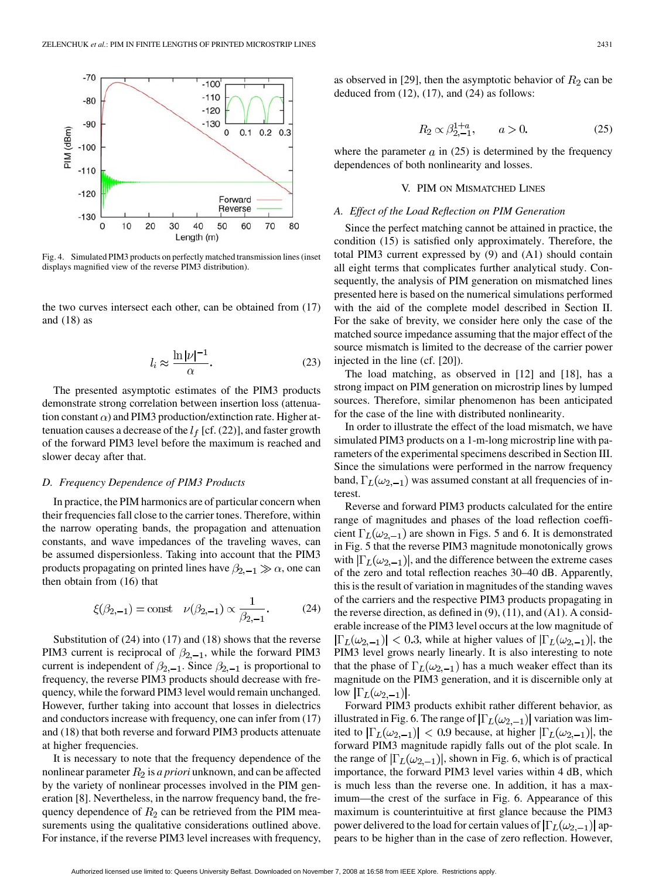Fig. 4. Simulated PIM3 products on perfectly matched transmission lines (inset displays magnified view of the reverse PIM3 distribution).

the two curves intersect each other, can be obtained from (17) and (18) as

$$l_i \approx \frac{\ln|\nu|^{-1}}{\alpha}. \tag{23}$$

The presented asymptotic estimates of the PIM3 products demonstrate strong correlation between insertion loss (attenuation constant $\alpha$) and PIM3 production/extinction rate. Higher attenuation causes a decrease of the $l_f$ [cf. (22)], and faster growth of the forward PIM3 level before the maximum is reached and slower decay after that.

### D. Frequency Dependence of PIM3 Products

In practice, the PIM harmonics are of particular concern when their frequencies fall close to the carrier tones. Therefore, within the narrow operating bands, the propagation and attenuation constants, and wave impedances of the traveling waves, can be assumed dispersionless. Taking into account that the PIM3 products propagating on printed lines have $\beta_{2,-1} \gg \alpha$, one can then obtain from (16) that

$$\xi(\beta_{2,-1}) = \text{const} \quad \nu(\beta_{2,-1}) \propto \frac{1}{\beta_{2,-1}}. \tag{24}$$

Substitution of (24) into (17) and (18) shows that the reverse PIM3 current is reciprocal of $\beta_{2,-1}$, while the forward PIM3 current is independent of $\beta_{2,-1}$. Since $\beta_{2,-1}$ is proportional to frequency, the reverse PIM3 products should decrease with frequency, while the forward PIM3 level would remain unchanged. However, further taking into account that losses in dielectrics and conductors increase with frequency, one can infer from (17) and (18) that both reverse and forward PIM3 products attenuate at higher frequencies.

It is necessary to note that the frequency dependence of the nonlinear parameter $R_2$ is *a priori* unknown, and can be affected by the variety of nonlinear processes involved in the PIM generation [8]. Nevertheless, in the narrow frequency band, the frequency dependence of $R_2$ can be retrieved from the PIM measurements using the qualitative considerations outlined above. For instance, if the reverse PIM3 level increases with frequency, as observed in [29], then the asymptotic behavior of $R_2$ can be deduced from (12), (17), and (24) as follows:

$$R_2 \propto \beta_{2,-1}^{1+a}, \qquad a > 0. \tag{25}$$

where the parameter $a$ in (25) is determined by the frequency dependences of both nonlinearity and losses.

## V. PIM on Mismatched Lines

### A. Effect of the Load Reflection on PIM Generation

Since the perfect matching cannot be attained in practice, the condition (15) is satisfied only approximately. Therefore, the total PIM3 current expressed by (9) and (A1) should contain all eight terms that complicates further analytical study. Consequently, the analysis of PIM generation on mismatched lines presented here is based on the numerical simulations performed with the aid of the complete model described in Section II. For the sake of brevity, we consider here only the case of the matched source impedance assuming that the major effect of the source mismatch is limited to the decrease of the carrier power injected in the line (cf. [20]).

The load matching, as observed in [12] and [18], has a strong impact on PIM generation on microstrip lines by lumped sources. Therefore, similar phenomenon has been anticipated for the case of the line with distributed nonlinearity.

In order to illustrate the effect of the load mismatch, we have simulated PIM3 products on a 1-m-long microstrip line with parameters of the experimental specimens described in Section III. Since the simulations were performed in the narrow frequency band, $\Gamma_L(\omega_{2,-1})$ was assumed constant at all frequencies of interest.

Reverse and forward PIM3 products calculated for the entire range of magnitudes and phases of the load reflection coefficient $\Gamma_L(\omega_{2,-1})$ are shown in Figs. 5 and 6. It is demonstrated in Fig. 5 that the reverse PIM3 magnitude monotonically grows with $|\Gamma_L(\omega_{2,-1})|$, and the difference between the extreme cases of the zero and total reflection reaches 30–40 dB. Apparently, this is the result of variation in magnitudes of the standing waves of the carriers and the respective PIM3 products propagating in the reverse direction, as defined in (9), (11), and (A1). A considerable increase of the PIM3 level occurs at the low magnitude of $|\Gamma_L(\omega_{2,-1})| < 0.3$, while at higher values of $|\Gamma_L(\omega_{2,-1})|$, the PIM3 level grows nearly linearly. It is also interesting to note that the phase of $\Gamma_L(\omega_{2,-1})$ has a much weaker effect than its magnitude on the PIM3 generation, and it is discernible only at low $|\Gamma_L(\omega_{2,-1})|$.

Forward PIM3 products exhibit rather different behavior, as illustrated in Fig. 6. The range of $|\Gamma_L(\omega_{2,-1})|$ variation was limited to $|\Gamma_L(\omega_{2,-1})| < 0.9$ because, at higher $|\Gamma_L(\omega_{2,-1})|$, the forward PIM3 magnitude rapidly falls out of the plot scale. In the range of $|\Gamma_L(\omega_{2,-1})|$, shown in Fig. 6, which is of practical importance, the forward PIM3 level varies within 4 dB, which is much less than the reverse one. In addition, it has a maximum—the crest of the surface in Fig. 6. Appearance of this maximum is counterintuitive at first glance because the PIM3 power delivered to the load for certain values of $|\Gamma_L(\omega_{2,-1})|$ appears to be higher than in the case of zero reflection. However,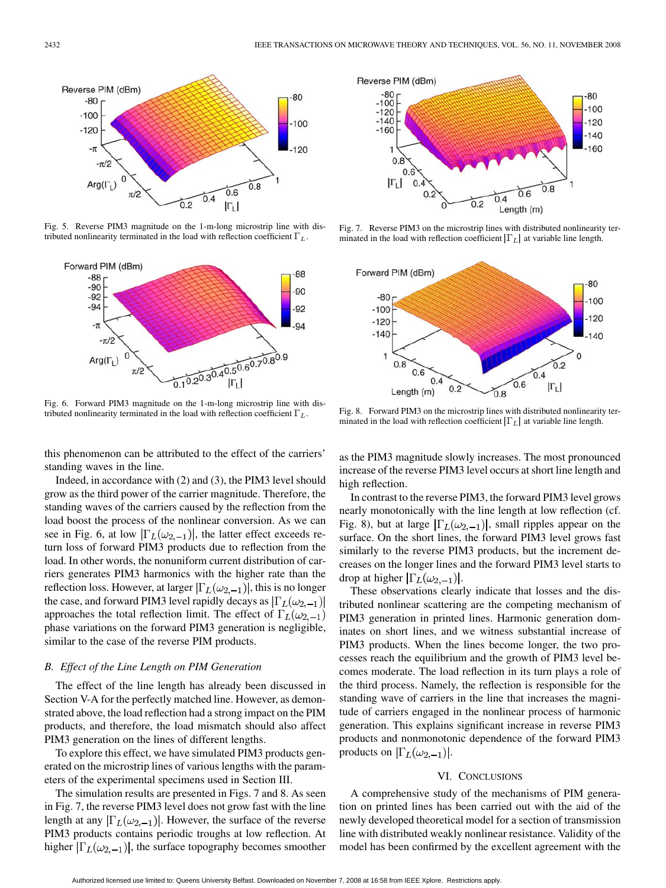Fig. 5. Reverse PIM3 magnitude on the 1-m-long microstrip line with distributed nonlinearity terminated in the load with reflection coefficient $\Gamma_L$.

Fig. 6. Forward PIM3 magnitude on the 1-m-long microstrip line with distributed nonlinearity terminated in the load with reflection coefficient $\Gamma_L$.

Fig. 7. Reverse PIM3 on the microstrip lines with distributed nonlinearity terminated in the load with reflection coefficient $|\Gamma_L|$ at variable line length.

Fig. 8. Forward PIM3 on the microstrip lines with distributed nonlinearity terminated in the load with reflection coefficient $|\Gamma_L|$ at variable line length.

this phenomenon can be attributed to the effect of the carriers' standing waves in the line.

Indeed, in accordance with (2) and (3), the PIM3 level should grow as the third power of the carrier magnitude. Therefore, the standing waves of the carriers caused by the reflection from the load boost the process of the nonlinear conversion. As we can see in Fig. 6, at low $|\Gamma_L(\omega_{2,-1})|$, the latter effect exceeds return loss of forward PIM3 products due to reflection from the load. In other words, the nonuniform current distribution of carriers generates PIM3 harmonics with the higher rate than the reflection loss. However, at larger $|\Gamma_L(\omega_{2,-1})|$, this is no longer the case, and forward PIM3 level rapidly decays as $|\Gamma_L(\omega_{2,-1})|$ approaches the total reflection limit. The effect of $\Gamma_L(\omega_{2,-1})$ phase variations on the forward PIM3 generation is negligible, similar to the case of the reverse PIM products.

### B. Effect of the Line Length on PIM Generation

The effect of the line length has already been discussed in Section V-A for the perfectly matched line. However, as demonstrated above, the load reflection had a strong impact on the PIM products, and therefore, the load mismatch should also affect PIM3 generation on the lines of different lengths.

To explore this effect, we have simulated PIM3 products generated on the microstrip lines of various lengths with the parameters of the experimental specimens used in Section III.

The simulation results are presented in Figs. 7 and 8. As seen in Fig. 7, the reverse PIM3 level does not grow fast with the line length at any $|\Gamma_L(\omega_{2,-1})|$. However, the surface of the reverse PIM3 products contains periodic troughs at low reflection. At higher $|\Gamma_L(\omega_{2,-1})|$, the surface topography becomes smoother as the PIM3 magnitude slowly increases. The most pronounced increase of the reverse PIM3 level occurs at short line length and high reflection.

In contrast to the reverse PIM3, the forward PIM3 level grows nearly monotonically with the line length at low reflection (cf. Fig. 8), but at large $|\Gamma_L(\omega_{2,-1})|$, small ripples appear on the surface. On the short lines, the forward PIM3 level grows fast similarly to the reverse PIM3 products, but the increment decreases on the longer lines and the forward PIM3 level starts to drop at higher $|\Gamma_L(\omega_{2,-1})|$.

These observations clearly indicate that losses and the distributed nonlinear scattering are the competing mechanism of PIM3 generation in printed lines. Harmonic generation dominates on short lines, and we witness substantial increase of PIM3 products. When the lines become longer, the two processes reach the equilibrium and the growth of PIM3 level becomes moderate. The load reflection in its turn plays a role of the third process. Namely, the reflection is responsible for the standing wave of carriers in the line that increases the magnitude of carriers engaged in the nonlinear process of harmonic generation. This explains significant increase in reverse PIM3 products and nonmonotonic dependence of the forward PIM3 products on $|\Gamma_L(\omega_{2,-1})|$.

## VI. Conclusions

A comprehensive study of the mechanisms of PIM generation on printed lines has been carried out with the aid of the newly developed theoretical model for a section of transmission line with distributed weakly nonlinear resistance. Validity of the model has been confirmed by the excellent agreement with the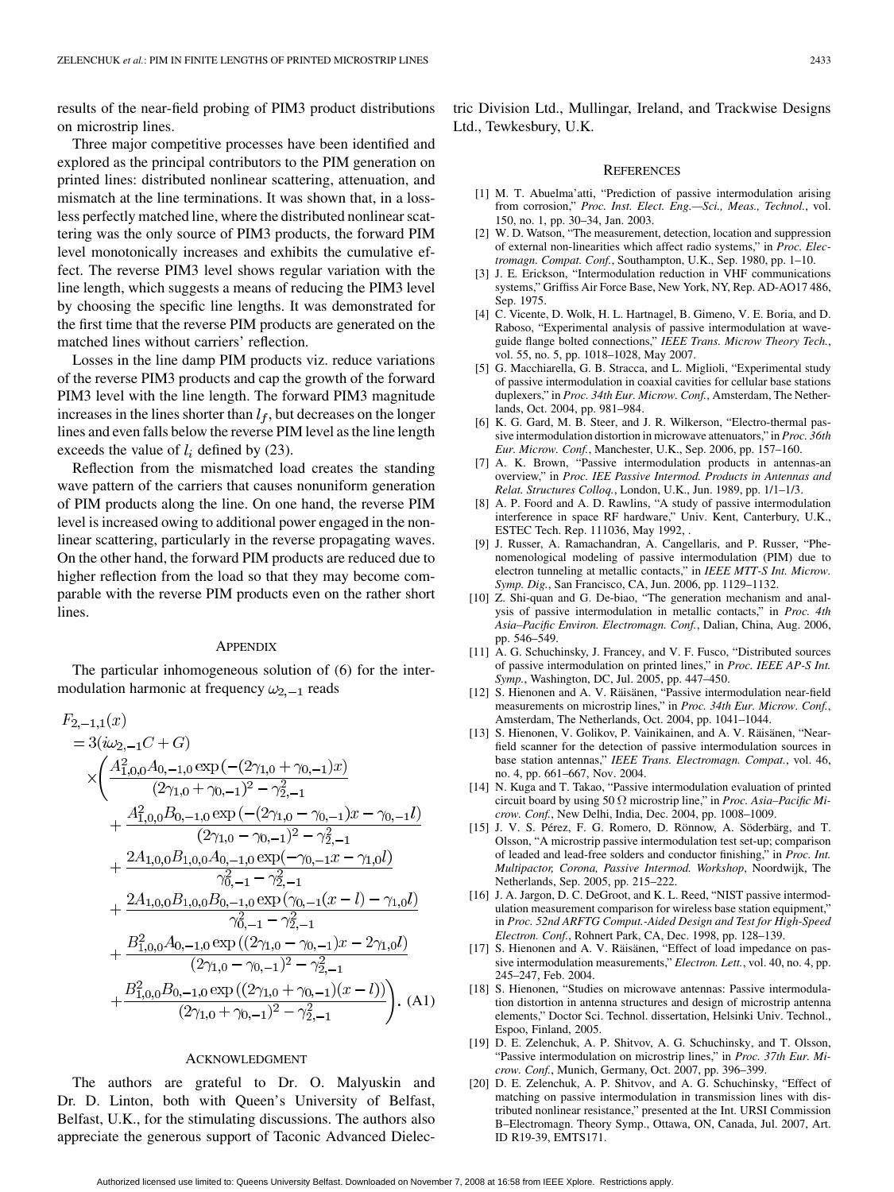results of the near-field probing of PIM3 product distributions on microstrip lines.

Three major competitive processes have been identified and explored as the principal contributors to the PIM generation on printed lines: distributed nonlinear scattering, attenuation, and mismatch at the line terminations. It was shown that, in a lossless perfectly matched line, where the distributed nonlinear scattering was the only source of PIM3 products, the forward PIM level monotonically increases and exhibits the cumulative effect. The reverse PIM3 level shows regular variation with the line length, which suggests a means of reducing the PIM3 level by choosing the specific line lengths. It was demonstrated for the first time that the reverse PIM products are generated on the matched lines without carriers' reflection.

Losses in the line damp PIM products viz. reduce variations of the reverse PIM3 products and cap the growth of the forward PIM3 level with the line length. The forward PIM3 magnitude increases in the lines shorter than $l_f$, but decreases on the longer lines and even falls below the reverse PIM level as the line length exceeds the value of $l_i$ defined by (23).

Reflection from the mismatched load creates the standing wave pattern of the carriers that causes nonuniform generation of PIM products along the line. On one hand, the reverse PIM level is increased owing to additional power engaged in the nonlinear scattering, particularly in the reverse propagating waves. On the other hand, the forward PIM products are reduced due to higher reflection from the load so that they may become comparable with the reverse PIM products even on the rather short lines.

## Appendix

The particular inhomogeneous solution of (6) for the intermodulation harmonic at frequency $\omega_{2,-1}$ reads

$$
\begin{aligned}
F_{2,-1,1}(x) &= 3(i\omega_{2,-1}C + G) \\
&\times \left( \frac{A_{1,0,0}^2 A_{0,-1,0} \exp\left(-(2\gamma_{1,0} + \gamma_{0,-1})x\right)}{(2\gamma_{1,0} + \gamma_{0,-1})^2 - \gamma_{2,-1}^2} \right. \\
&+ \frac{A_{1,0,0}^2 B_{0,-1,0} \exp\left(-(2\gamma_{1,0} - \gamma_{0,-1})x - \gamma_{0,-1} l\right)}{(2\gamma_{1,0} - \gamma_{0,-1})^2 - \gamma_{2,-1}^2} \\
&+ \frac{2A_{1,0,0} B_{1,0,0} A_{0,-1,0} \exp(-\gamma_{0,-1} x - \gamma_{1,0} l)}{\gamma_{0,-1}^2 - \gamma_{2,-1}^2} \\
&+ \frac{2A_{1,0,0} B_{1,0,0} B_{0,-1,0} \exp(\gamma_{0,-1}(x - l) - \gamma_{1,0} l)}{\gamma_{0,-1}^2 - \gamma_{2,-1}^2} \\
&+ \frac{B_{1,0,0}^2 A_{0,-1,0} \exp\left((2\gamma_{1,0} - \gamma_{0,-1})x - 2\gamma_{1,0} l\right)}{(2\gamma_{1,0} - \gamma_{0,-1})^2 - \gamma_{2,-1}^2} \\
&\left. + \frac{B_{1,0,0}^2 B_{0,-1,0} \exp\left((2\gamma_{1,0} + \gamma_{0,-1})(x - l)\right)}{(2\gamma_{1,0} + \gamma_{0,-1})^2 - \gamma_{2,-1}^2} \right). \quad \text{(A1)}
\end{aligned}
$$

## Acknowledgment

The authors are grateful to Dr. O. Malyuskin and Dr. D. Linton, both with Queen's University of Belfast, Belfast, U.K., for the stimulating discussions. The authors also appreciate the generous support of Taconic Advanced Dielectric Division Ltd., Mullingar, Ireland, and Trackwise Designs Ltd., Tewkesbury, U.K.

## References

[1] M. T. Abuelma'atti, "Prediction of passive intermodulation arising from corrosion," *Proc. Inst. Elect. Eng.—Sci., Meas., Technol.*, vol. 150, no. 1, pp. 30–34, Jan. 2003.

[2] W. D. Watson, "The measurement, detection, location and suppression of external non-linearities which affect radio systems," in *Proc. Electromagn. Compat. Conf.*, Southampton, U.K., Sep. 1980, pp. 1–10.

[3] J. E. Erickson, "Intermodulation reduction in VHF communications systems," Griffiss Air Force Base, New York, NY, Rep. AD-AO17 486, Sep. 1975.

[4] C. Vicente, D. Wolk, H. L. Hartnagel, B. Gimeno, V. E. Boria, and D. Raboso, "Experimental analysis of passive intermodulation at waveguide flange bolted connections," *IEEE Trans. Microw Theory Tech.*, vol. 55, no. 5, pp. 1018–1028, May 2007.

[5] G. Macchiarella, G. B. Stracca, and L. Miglioli, "Experimental study of passive intermodulation in coaxial cavities for cellular base stations duplexers," in *Proc. 34th Eur. Microw. Conf.*, Amsterdam, The Netherlands, Oct. 2004, pp. 981–984.

[6] K. G. Gard, M. B. Steer, and J. R. Wilkerson, "Electro-thermal passive intermodulation distortion in microwave attenuators," in *Proc. 36th Eur. Microw. Conf.*, Manchester, U.K., Sep. 2006, pp. 157–160.

[7] A. K. Brown, "Passive intermodulation products in antennas-an overview," in *Proc. IEE Passive Intermod. Products in Antennas and Relat. Structures Colloq.*, London, U.K., Jun. 1989, pp. 1/1–1/3.

[8] A. P. Foord and A. D. Rawlins, "A study of passive intermodulation interference in space RF hardware," Univ. Kent, Canterbury, U.K., ESTEC Tech. Rep. 111036, May 1992, .

[9] J. Russer, A. Ramachandran, A. Cangellaris, and P. Russer, "Phenomenological modeling of passive intermodulation (PIM) due to electron tunneling at metallic contacts," in *IEEE MTT-S Int. Microw. Symp. Dig.*, San Francisco, CA, Jun. 2006, pp. 1129–1132.

[10] Z. Shi-quan and G. De-biao, "The generation mechanism and analysis of passive intermodulation in metallic contacts," in *Proc. 4th Asia–Pacific Environ. Electromagn. Conf.*, Dalian, China, Aug. 2006, pp. 546–549.

[11] A. G. Schuchinsky, J. Francey, and V. F. Fusco, "Distributed sources of passive intermodulation on printed lines," in *Proc. IEEE AP-S Int. Symp.*, Washington, DC, Jul. 2005, pp. 447–450.

[12] S. Hienonen and A. V. Räisänen, "Passive intermodulation near-field measurements on microstrip lines," in *Proc. 34th Eur. Microw. Conf.*, Amsterdam, The Netherlands, Oct. 2004, pp. 1041–1044.

[13] S. Hienonen, V. Golikov, P. Vainikainen, and A. V. Räisänen, "Near-field scanner for the detection of passive intermodulation sources in base station antennas," *IEEE Trans. Electromagn. Compat.*, vol. 46, no. 4, pp. 661–667, Nov. 2004.

[14] N. Kuga and T. Takao, "Passive intermodulation evaluation of printed circuit board by using 50 Ω microstrip line," in *Proc. Asia–Pacific Microw. Conf.*, New Delhi, India, Dec. 2004, pp. 1008–1009.

[15] J. V. S. Pérez, F. G. Romero, D. Rönnow, A. Söderbärg, and T. Olsson, "A microstrip passive intermodulation test set-up; comparison of leaded and lead-free solders and conductor finishing," in *Proc. Int. Multipactor, Corona, Passive Intermod. Workshop*, Noordwijk, The Netherlands, Sep. 2005, pp. 215–222.

[16] J. A. Jargon, D. C. DeGroot, and K. L. Reed, "NIST passive intermodulation measurement comparison for wireless base station equipment," in *Proc. 52nd ARFTG Comput.-Aided Design and Test for High-Speed Electron. Conf.*, Rohnert Park, CA, Dec. 1998, pp. 128–139.

[17] S. Hienonen and A. V. Räisänen, "Effect of load impedance on passive intermodulation measurements," *Electron. Lett.*, vol. 40, no. 4, pp. 245–247, Feb. 2004.

[18] S. Hienonen, "Studies on microwave antennas: Passive intermodulation distortion in antenna structures and design of microstrip antenna elements," Doctor Sci. Technol. dissertation, Helsinki Univ. Technol., Espoo, Finland, 2005.

[19] D. E. Zelenchuk, A. P. Shitvov, A. G. Schuchinsky, and T. Olsson, "Passive intermodulation on microstrip lines," in *Proc. 37th Eur. Microw. Conf.*, Munich, Germany, Oct. 2007, pp. 396–399.

[20] D. E. Zelenchuk, A. P. Shitvov, and A. G. Schuchinsky, "Effect of matching on passive intermodulation in transmission lines with distributed nonlinear resistance," presented at the Int. URSI Commission B–Electromagn. Theory Symp., Ottawa, ON, Canada, Jul. 2007, Art. ID R19-39, EMTS171.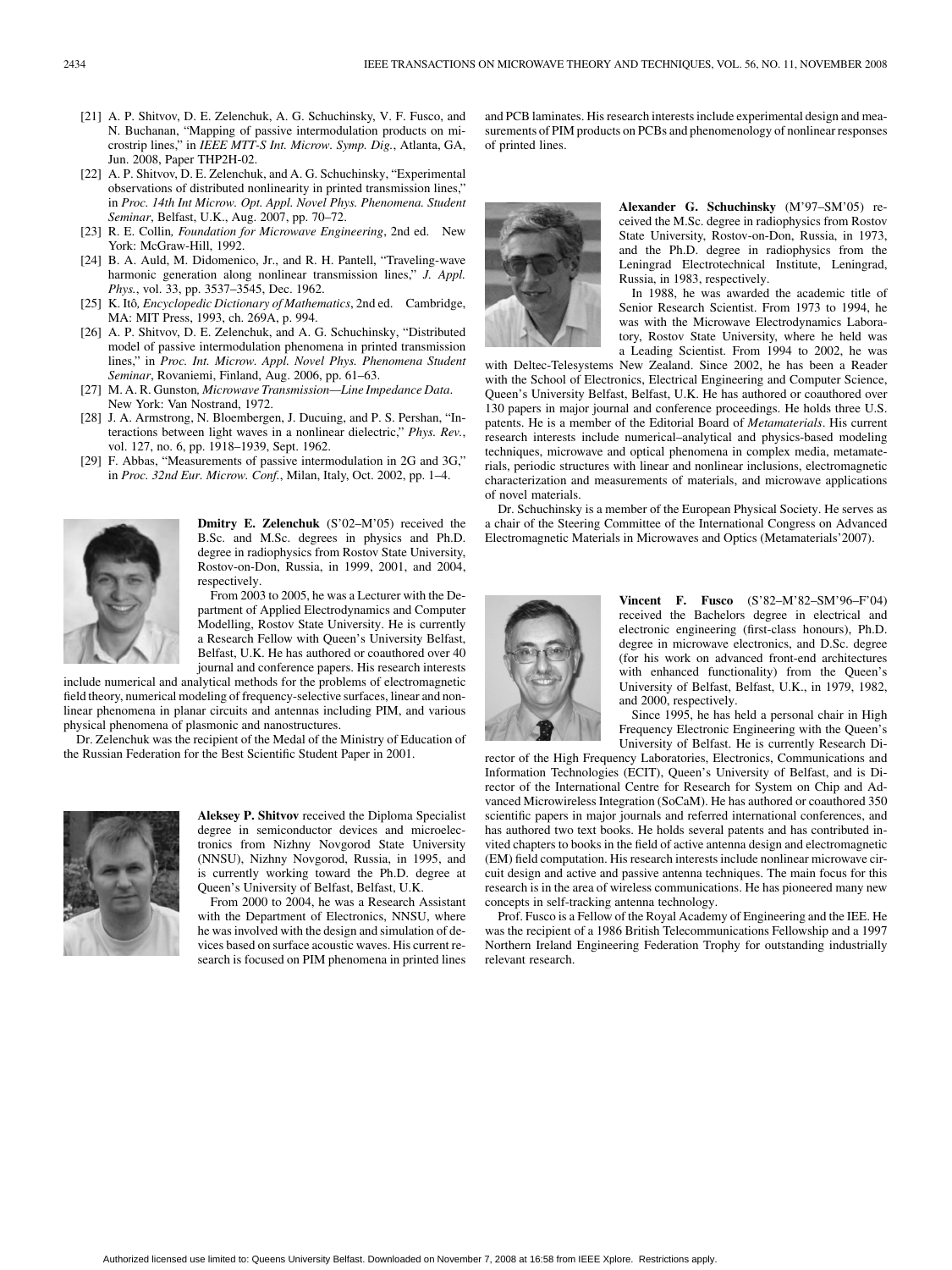[21] A. P. Shitvov, D. E. Zelenchuk, A. G. Schuchinsky, V. F. Fusco, and N. Buchanan, "Mapping of passive intermodulation products on microstrip lines," in *IEEE MTT-S Int. Microw. Symp. Dig.*, Atlanta, GA, Jun. 2008, Paper THP2H-02.

[22] A. P. Shitvov, D. E. Zelenchuk, and A. G. Schuchinsky, "Experimental observations of distributed nonlinearity in printed transmission lines," in *Proc. 14th Int Microw. Opt. Appl. Novel Phys. Phenomena. Student Seminar*, Belfast, U.K., Aug. 2007, pp. 70–72.

[23] R. E. Collin, *Foundation for Microwave Engineering*, 2nd ed. New York: McGraw-Hill, 1992.

[24] B. A. Auld, M. Didomenico, Jr., and R. H. Pantell, "Traveling-wave harmonic generation along nonlinear transmission lines," *J. Appl. Phys.*, vol. 33, pp. 3537–3545, Dec. 1962.

[25] K. Itô, *Encyclopedic Dictionary of Mathematics*, 2nd ed. Cambridge, MA: MIT Press, 1993, ch. 269A, p. 994.

[26] A. P. Shitvov, D. E. Zelenchuk, and A. G. Schuchinsky, "Distributed model of passive intermodulation phenomena in printed transmission lines," in *Proc. Int. Microw. Appl. Novel Phys. Phenomena Student Seminar*, Rovaniemi, Finland, Aug. 2006, pp. 61–63.

[27] M. A. R. Gunston, *Microwave Transmission—Line Impedance Data*. New York: Van Nostrand, 1972.

[28] J. A. Armstrong, N. Bloembergen, J. Ducuing, and P. S. Pershan, "Interactions between light waves in a nonlinear dielectric," *Phys. Rev.*, vol. 127, no. 6, pp. 1918–1939, Sept. 1962.

[29] F. Abbas, "Measurements of passive intermodulation in 2G and 3G," in *Proc. 32nd Eur. Microw. Conf.*, Milan, Italy, Oct. 2002, pp. 1–4.

**Dmitry E. Zelenchuk** (S'02–M'05) received the B.Sc. and M.Sc. degrees in physics and Ph.D. degree in radiophysics from Rostov State University, Rostov-on-Don, Russia, in 1999, 2001, and 2004, respectively.

From 2003 to 2005, he was a Lecturer with the Department of Applied Electrodynamics and Computer Modelling, Rostov State University. He is currently a Research Fellow with Queen's University Belfast, Belfast, U.K. He has authored or coauthored over 40 journal and conference papers. His research interests include numerical and analytical methods for the problems of electromagnetic field theory, numerical modeling of frequency-selective surfaces, linear and nonlinear phenomena in planar circuits and antennas including PIM, and various physical phenomena of plasmonic and nanostructures.

Dr. Zelenchuk was the recipient of the Medal of the Ministry of Education of the Russian Federation for the Best Scientific Student Paper in 2001.

**Aleksey P. Shitvov** received the Diploma Specialist degree in semiconductor devices and microelectronics from Nizhny Novgorod State University (NNSU), Nizhny Novgorod, Russia, in 1995, and is currently working toward the Ph.D. degree at Queen's University of Belfast, Belfast, U.K.

From 2000 to 2004, he was a Research Assistant with the Department of Electronics, NNSU, where he was involved with the design and simulation of devices based on surface acoustic waves. His current research is focused on PIM phenomena in printed lines and PCB laminates. His research interests include experimental design and measurements of PIM products on PCBs and phenomenology of nonlinear responses of printed lines.

**Alexander G. Schuchinsky** (M'97–SM'05) received the M.Sc. degree in radiophysics from Rostov State University, Rostov-on-Don, Russia, in 1973, and the Ph.D. degree in radiophysics from the Leningrad Electrotechnical Institute, Leningrad, Russia, in 1983, respectively.

In 1988, he was awarded the academic title of Senior Research Scientist. From 1973 to 1994, he was with the Microwave Electrodynamics Laboratory, Rostov State University, where he held was a Leading Scientist. From 1994 to 2002, he was with Deltec-Telesystems New Zealand. Since 2002, he has been a Reader with the School of Electronics, Electrical Engineering and Computer Science, Queen's University Belfast, Belfast, U.K. He has authored or coauthored over 130 papers in major journal and conference proceedings. He holds three U.S. patents. He is a member of the Editorial Board of *Metamaterials*. His current research interests include numerical–analytical and physics-based modeling techniques, microwave and optical phenomena in complex media, metamaterials, periodic structures with linear and nonlinear inclusions, electromagnetic characterization and measurements of materials, and microwave applications of novel materials.

Dr. Schuchinsky is a member of the European Physical Society. He serves as a chair of the Steering Committee of the International Congress on Advanced Electromagnetic Materials in Microwaves and Optics (Metamaterials'2007).

**Vincent F. Fusco** (S'82–M'82–SM'96–F'04) received the Bachelors degree in electrical and electronic engineering (first-class honours), Ph.D. degree in microwave electronics, and D.Sc. degree (for his work on advanced front-end architectures with enhanced functionality) from the Queen's University of Belfast, Belfast, U.K., in 1979, 1982, and 2000, respectively.

Since 1995, he has held a personal chair in High Frequency Electronic Engineering with the Queen's University of Belfast. He is currently Research Director of the High Frequency Laboratories, Electronics, Communications and Information Technologies (ECIT), Queen's University of Belfast, and is Director of the International Centre for Research for System on Chip and Advanced Microwireless Integration (SoCaM). He has authored or coauthored 350 scientific papers in major journals and referred international conferences, and has authored two text books. He holds several patents and has contributed invited chapters to books in the field of active antenna design and electromagnetic (EM) field computation. His research interests include nonlinear microwave circuit design and active and passive antenna techniques. The main focus for this research is in the area of wireless communications. He has pioneered many new concepts in self-tracking antenna technology.

Prof. Fusco is a Fellow of the Royal Academy of Engineering and the IEE. He was the recipient of a 1986 British Telecommunications Fellowship and a 1997 Northern Ireland Engineering Federation Trophy for outstanding industrially relevant research.